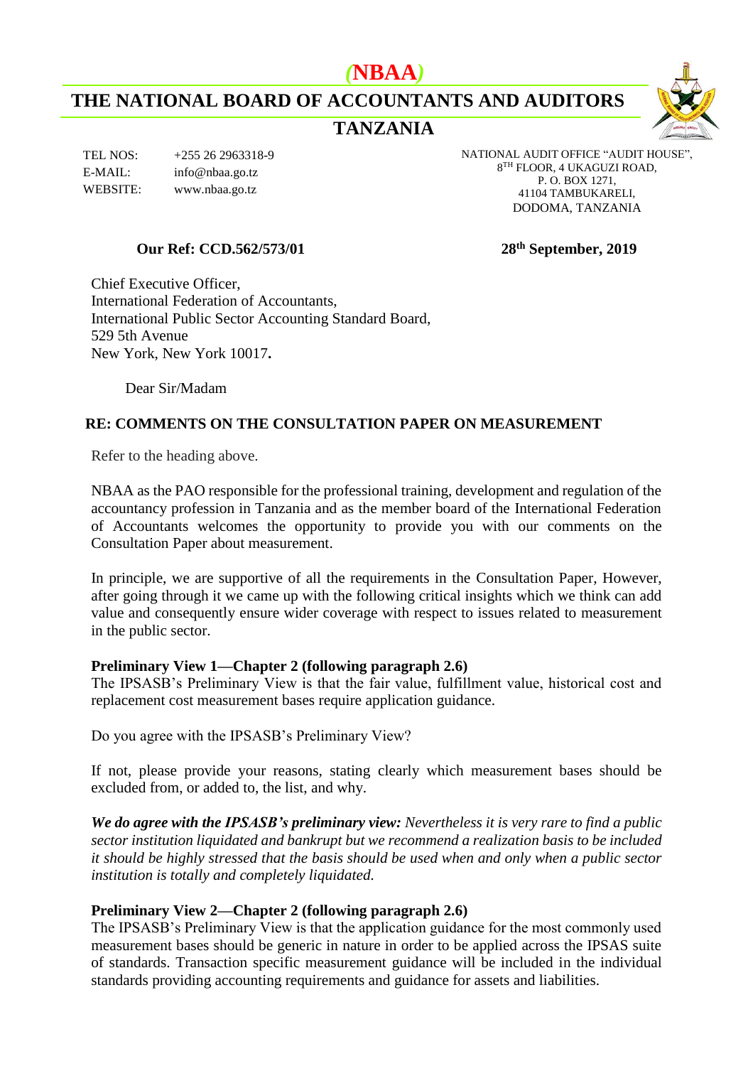# (NBAA)

## THE NATIONAL BOARD OF ACCOUNTANTS AND AUDITORS

## TANZANIA

TEL NOS: +255 26 2963318-9
E-MAIL: info@nbaa.go.tz
WEBSITE: www.nbaa.go.tz

NATIONAL AUDIT OFFICE "AUDIT HOUSE",
8TH FLOOR, 4 UKAGUZI ROAD,
P. O. BOX 1271,
41104 TAMBUKARELI,
DODOMA, TANZANIA

**Our Ref: CCD.562/573/01** **28th September, 2019**

Chief Executive Officer,
International Federation of Accountants,
International Public Sector Accounting Standard Board,
529 5th Avenue
New York, New York 10017**.**

Dear Sir/Madam

**RE: COMMENTS ON THE CONSULTATION PAPER ON MEASUREMENT**

Refer to the heading above.

NBAA as the PAO responsible for the professional training, development and regulation of the accountancy profession in Tanzania and as the member board of the International Federation of Accountants welcomes the opportunity to provide you with our comments on the Consultation Paper about measurement.

In principle, we are supportive of all the requirements in the Consultation Paper, However, after going through it we came up with the following critical insights which we think can add value and consequently ensure wider coverage with respect to issues related to measurement in the public sector.

**Preliminary View 1—Chapter 2 (following paragraph 2.6)**
The IPSASB's Preliminary View is that the fair value, fulfillment value, historical cost and replacement cost measurement bases require application guidance.

Do you agree with the IPSASB's Preliminary View?

If not, please provide your reasons, stating clearly which measurement bases should be excluded from, or added to, the list, and why.

***We do agree with the IPSASB's preliminary view:*** *Nevertheless it is very rare to find a public sector institution liquidated and bankrupt but we recommend a realization basis to be included it should be highly stressed that the basis should be used when and only when a public sector institution is totally and completely liquidated.*

**Preliminary View 2—Chapter 2 (following paragraph 2.6)**
The IPSASB's Preliminary View is that the application guidance for the most commonly used measurement bases should be generic in nature in order to be applied across the IPSAS suite of standards. Transaction specific measurement guidance will be included in the individual standards providing accounting requirements and guidance for assets and liabilities.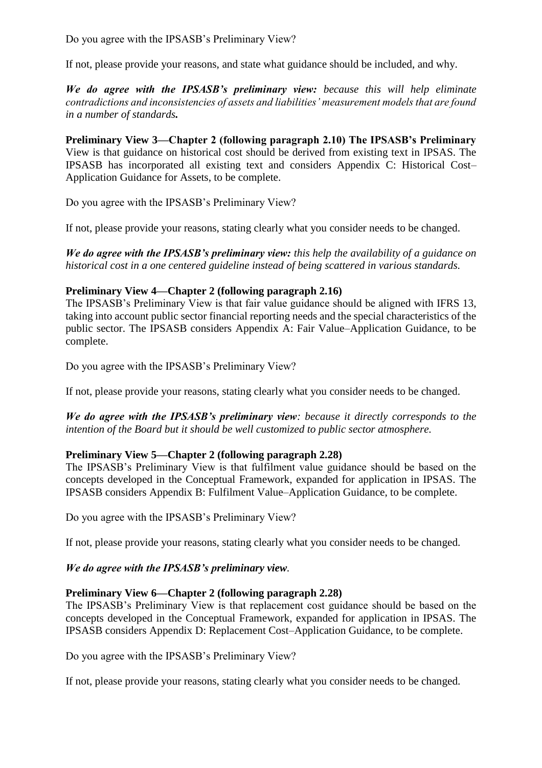Do you agree with the IPSASB's Preliminary View?

If not, please provide your reasons, and state what guidance should be included, and why.

***We do agree with the IPSASB's preliminary view:*** *because this will help eliminate contradictions and inconsistencies of assets and liabilities' measurement models that are found in a number of standards.*

**Preliminary View 3—Chapter 2 (following paragraph 2.10) The IPSASB's Preliminary** View is that guidance on historical cost should be derived from existing text in IPSAS. The IPSASB has incorporated all existing text and considers Appendix C: Historical Cost–Application Guidance for Assets, to be complete.

Do you agree with the IPSASB's Preliminary View?

If not, please provide your reasons, stating clearly what you consider needs to be changed.

***We do agree with the IPSASB's preliminary view:*** *this help the availability of a guidance on historical cost in a one centered guideline instead of being scattered in various standards.*

**Preliminary View 4—Chapter 2 (following paragraph 2.16)**

The IPSASB's Preliminary View is that fair value guidance should be aligned with IFRS 13, taking into account public sector financial reporting needs and the special characteristics of the public sector. The IPSASB considers Appendix A: Fair Value–Application Guidance, to be complete.

Do you agree with the IPSASB's Preliminary View?

If not, please provide your reasons, stating clearly what you consider needs to be changed.

***We do agree with the IPSASB's preliminary view****: because it directly corresponds to the intention of the Board but it should be well customized to public sector atmosphere.*

**Preliminary View 5—Chapter 2 (following paragraph 2.28)**

The IPSASB's Preliminary View is that fulfilment value guidance should be based on the concepts developed in the Conceptual Framework, expanded for application in IPSAS. The IPSASB considers Appendix B: Fulfilment Value–Application Guidance, to be complete.

Do you agree with the IPSASB's Preliminary View?

If not, please provide your reasons, stating clearly what you consider needs to be changed.

***We do agree with the IPSASB's preliminary view****.*

**Preliminary View 6—Chapter 2 (following paragraph 2.28)**

The IPSASB's Preliminary View is that replacement cost guidance should be based on the concepts developed in the Conceptual Framework, expanded for application in IPSAS. The IPSASB considers Appendix D: Replacement Cost–Application Guidance, to be complete.

Do you agree with the IPSASB's Preliminary View?

If not, please provide your reasons, stating clearly what you consider needs to be changed.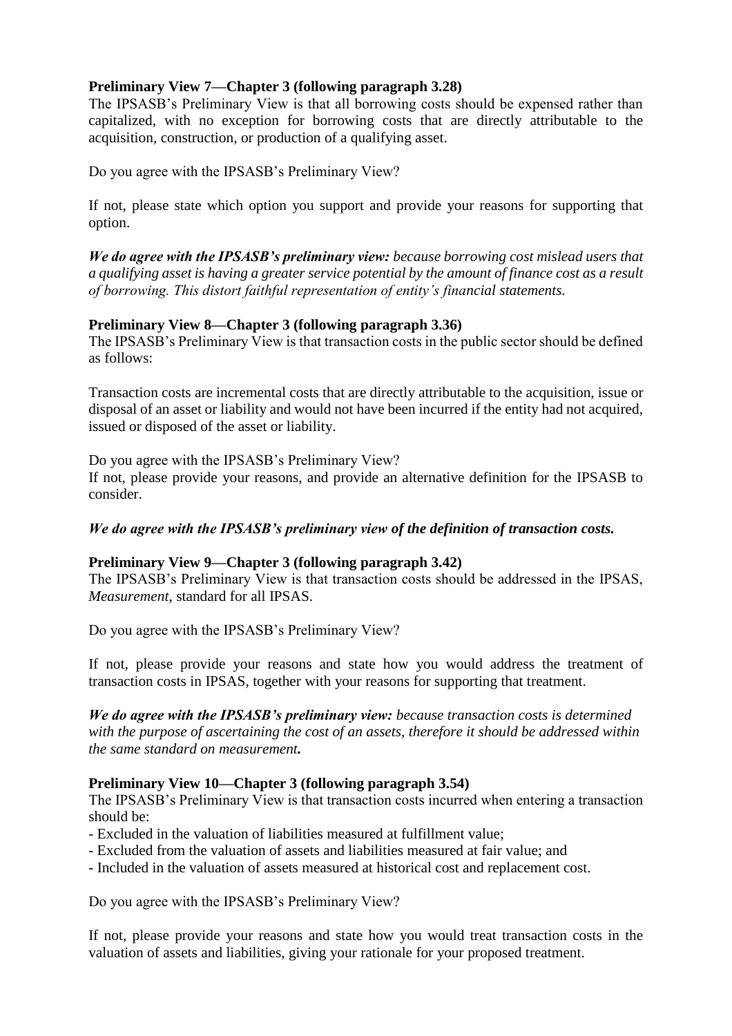**Preliminary View 7—Chapter 3 (following paragraph 3.28)**

The IPSASB's Preliminary View is that all borrowing costs should be expensed rather than capitalized, with no exception for borrowing costs that are directly attributable to the acquisition, construction, or production of a qualifying asset.

Do you agree with the IPSASB's Preliminary View?

If not, please state which option you support and provide your reasons for supporting that option.

***We do agree with the IPSASB's preliminary view:*** *because borrowing cost mislead users that a qualifying asset is having a greater service potential by the amount of finance cost as a result of borrowing. This distort faithful representation of entity's financial statements.*

**Preliminary View 8—Chapter 3 (following paragraph 3.36)**

The IPSASB's Preliminary View is that transaction costs in the public sector should be defined as follows:

Transaction costs are incremental costs that are directly attributable to the acquisition, issue or disposal of an asset or liability and would not have been incurred if the entity had not acquired, issued or disposed of the asset or liability.

Do you agree with the IPSASB's Preliminary View?

If not, please provide your reasons, and provide an alternative definition for the IPSASB to consider.

***We do agree with the IPSASB's preliminary view of the definition of transaction costs.***

**Preliminary View 9—Chapter 3 (following paragraph 3.42)**

The IPSASB's Preliminary View is that transaction costs should be addressed in the IPSAS, *Measurement*, standard for all IPSAS.

Do you agree with the IPSASB's Preliminary View?

If not, please provide your reasons and state how you would address the treatment of transaction costs in IPSAS, together with your reasons for supporting that treatment.

***We do agree with the IPSASB's preliminary view:*** *because transaction costs is determined with the purpose of ascertaining the cost of an assets, therefore it should be addressed within the same standard on measurement.*

**Preliminary View 10—Chapter 3 (following paragraph 3.54)**

The IPSASB's Preliminary View is that transaction costs incurred when entering a transaction should be:

- Excluded in the valuation of liabilities measured at fulfillment value;
- Excluded from the valuation of assets and liabilities measured at fair value; and
- Included in the valuation of assets measured at historical cost and replacement cost.

Do you agree with the IPSASB's Preliminary View?

If not, please provide your reasons and state how you would treat transaction costs in the valuation of assets and liabilities, giving your rationale for your proposed treatment.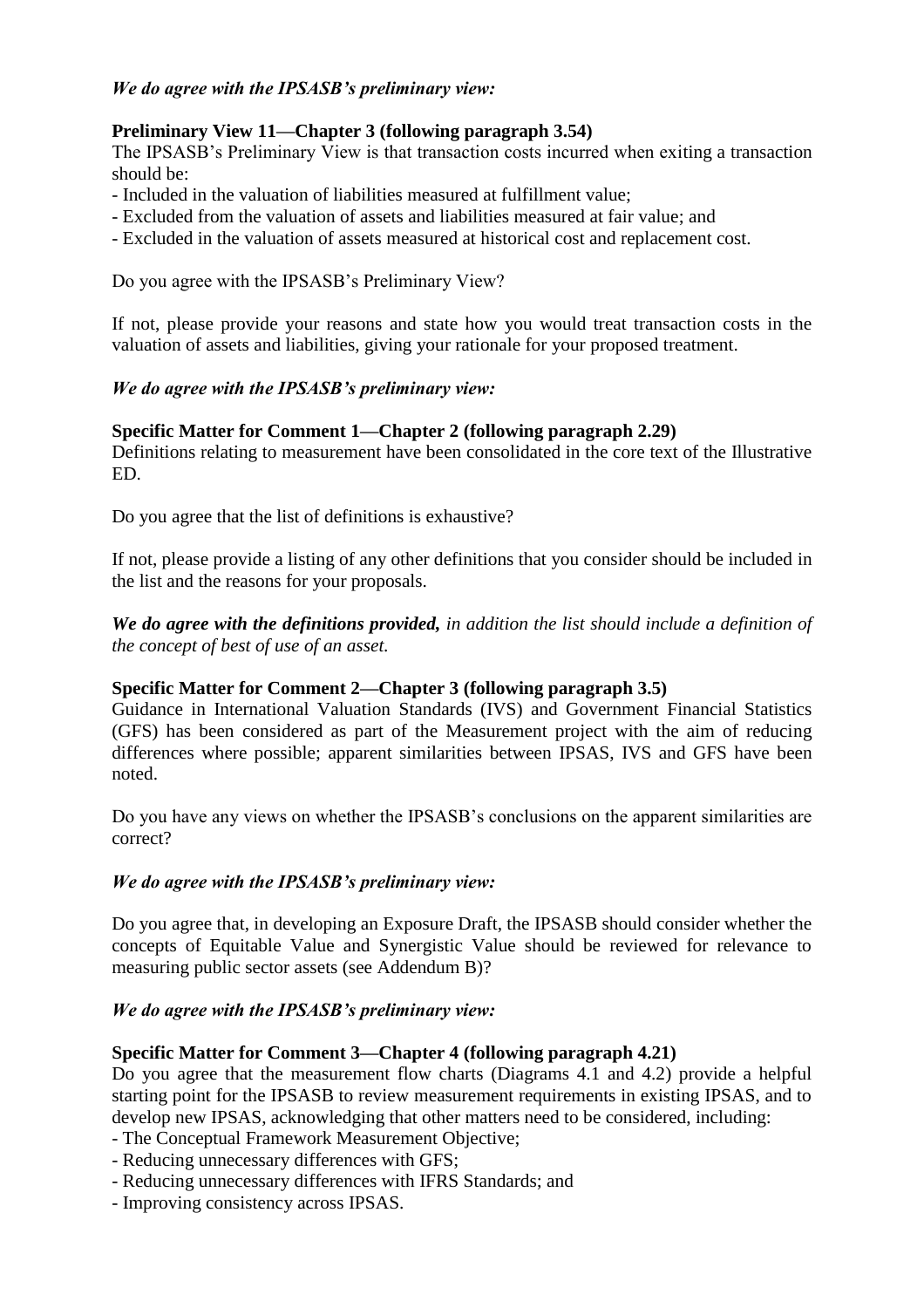*We do agree with the IPSASB's preliminary view:*

**Preliminary View 11—Chapter 3 (following paragraph 3.54)**
The IPSASB's Preliminary View is that transaction costs incurred when exiting a transaction should be:

- Included in the valuation of liabilities measured at fulfillment value;
- Excluded from the valuation of assets and liabilities measured at fair value; and
- Excluded in the valuation of assets measured at historical cost and replacement cost.

Do you agree with the IPSASB's Preliminary View?

If not, please provide your reasons and state how you would treat transaction costs in the valuation of assets and liabilities, giving your rationale for your proposed treatment.

*We do agree with the IPSASB's preliminary view:*

**Specific Matter for Comment 1—Chapter 2 (following paragraph 2.29)**
Definitions relating to measurement have been consolidated in the core text of the Illustrative ED.

Do you agree that the list of definitions is exhaustive?

If not, please provide a listing of any other definitions that you consider should be included in the list and the reasons for your proposals.

***We do agree with the definitions provided,*** *in addition the list should include a definition of the concept of best of use of an asset.*

**Specific Matter for Comment 2—Chapter 3 (following paragraph 3.5)**
Guidance in International Valuation Standards (IVS) and Government Financial Statistics (GFS) has been considered as part of the Measurement project with the aim of reducing differences where possible; apparent similarities between IPSAS, IVS and GFS have been noted.

Do you have any views on whether the IPSASB's conclusions on the apparent similarities are correct?

*We do agree with the IPSASB's preliminary view:*

Do you agree that, in developing an Exposure Draft, the IPSASB should consider whether the concepts of Equitable Value and Synergistic Value should be reviewed for relevance to measuring public sector assets (see Addendum B)?

*We do agree with the IPSASB's preliminary view:*

**Specific Matter for Comment 3—Chapter 4 (following paragraph 4.21)**
Do you agree that the measurement flow charts (Diagrams 4.1 and 4.2) provide a helpful starting point for the IPSASB to review measurement requirements in existing IPSAS, and to develop new IPSAS, acknowledging that other matters need to be considered, including:

- The Conceptual Framework Measurement Objective;
- Reducing unnecessary differences with GFS;
- Reducing unnecessary differences with IFRS Standards; and
- Improving consistency across IPSAS.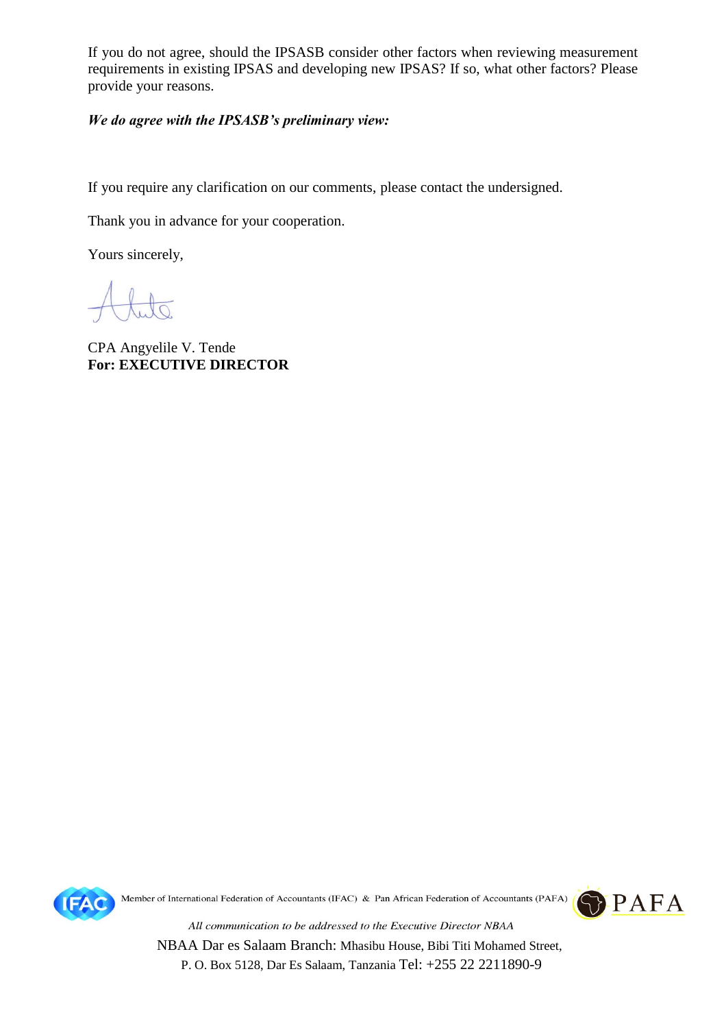If you do not agree, should the IPSASB consider other factors when reviewing measurement requirements in existing IPSAS and developing new IPSAS? If so, what other factors? Please provide your reasons.

***We do agree with the IPSASB's preliminary view:***

If you require any clarification on our comments, please contact the undersigned.

Thank you in advance for your cooperation.

Yours sincerely,

CPA Angyelile V. Tende
**For: EXECUTIVE DIRECTOR**

Member of International Federation of Accountants (IFAC) & Pan African Federation of Accountants (PAFA)

*All communication to be addressed to the Executive Director NBAA*

NBAA Dar es Salaam Branch: Mhasibu House, Bibi Titi Mohamed Street,
P. O. Box 5128, Dar Es Salaam, Tanzania Tel: +255 22 2211890-9